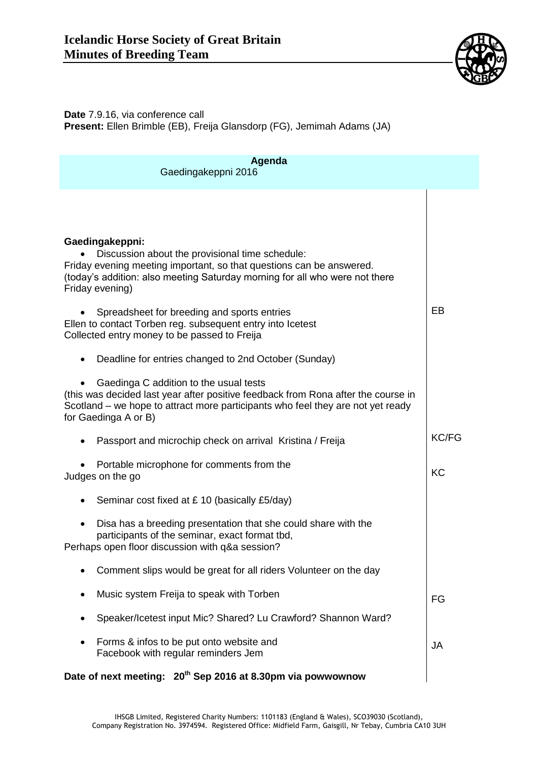# Icelandic Horse Society of Great Britain
# Minutes of Breeding Team

**Date** 7.9.16, via conference call
**Present:** Ellen Brimble (EB), Freija Glansdorp (FG), Jemimah Adams (JA)

| **Agenda** Gaedingakeppni 2016 | |
|---|---|
| **Gaedingakeppni:**<br>• Discussion about the provisional time schedule:<br>Friday evening meeting important, so that questions can be answered. (today's addition: also meeting Saturday morning for all who were not there Friday evening) | |
| • Spreadsheet for breeding and sports entries<br>Ellen to contact Torben reg. subsequent entry into Icetest<br>Collected entry money to be passed to Freija | EB |
| • Deadline for entries changed to 2nd October (Sunday) | |
| • Gaedinga C addition to the usual tests<br>(this was decided last year after positive feedback from Rona after the course in Scotland – we hope to attract more participants who feel they are not yet ready for Gaedinga A or B) | |
| • Passport and microchip check on arrival Kristina / Freija | KC/FG |
| • Portable microphone for comments from the Judges on the go | KC |
| • Seminar cost fixed at £ 10 (basically £5/day) | |
| • Disa has a breeding presentation that she could share with the participants of the seminar, exact format tbd,<br>Perhaps open floor discussion with q&a session? | |
| • Comment slips would be great for all riders Volunteer on the day | |
| • Music system Freija to speak with Torben | FG |
| • Speaker/Icetest input Mic? Shared? Lu Crawford? Shannon Ward? | |
| • Forms & infos to be put onto website and Facebook with regular reminders Jem | JA |
| **Date of next meeting: 20th Sep 2016 at 8.30pm via powwownow** | |

IHSGB Limited, Registered Charity Numbers: 1101183 (England & Wales), SCO39030 (Scotland), Company Registration No. 3974594. Registered Office: Midfield Farm, Gaisgill, Nr Tebay, Cumbria CA10 3UH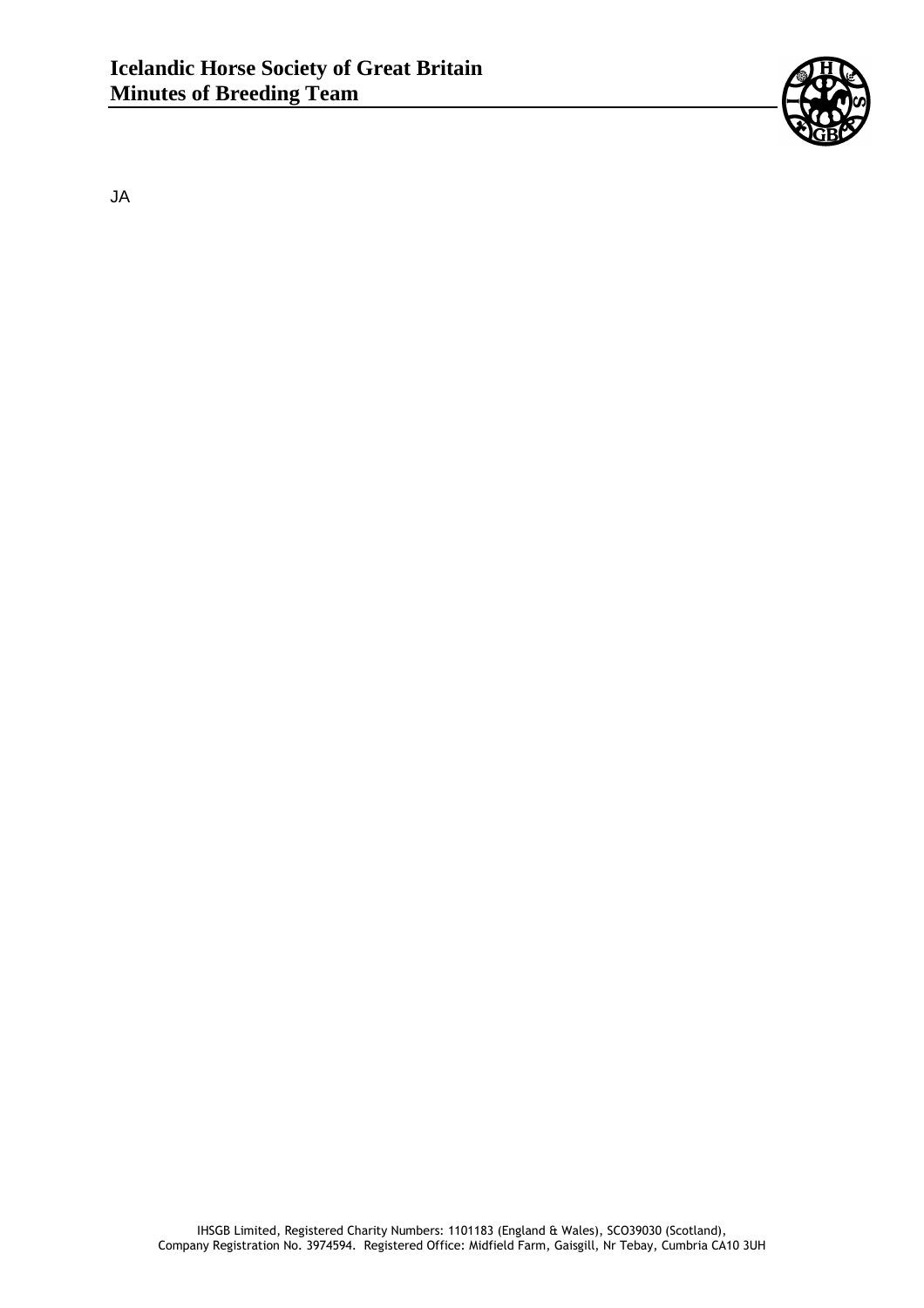JA